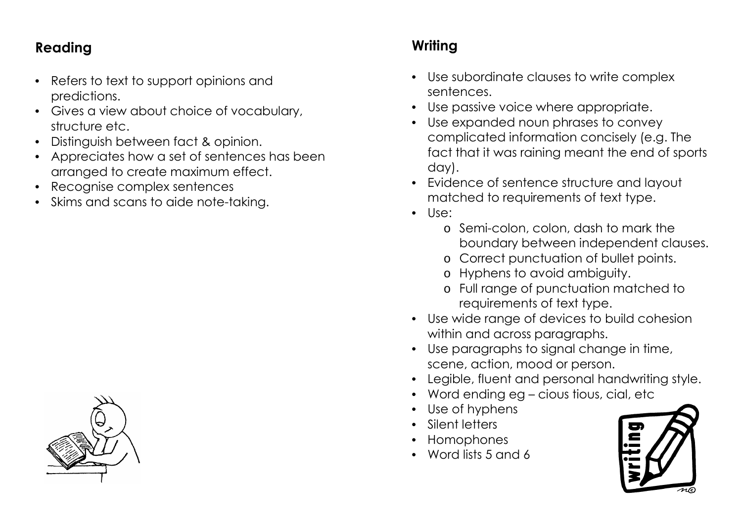## Reading

- Refers to text to support opinions and predictions.
- Gives a view about choice of vocabulary, structure etc.
- Distinguish between fact & opinion.
- Appreciates how a set of sentences has been arranged to create maximum effect.
- Recognise complex sentences
- Skims and scans to aide note-taking.

## Writing

- Use subordinate clauses to write complex sentences.
- Use passive voice where appropriate.
- Use expanded noun phrases to convey complicated information concisely (e.g. The fact that it was raining meant the end of sports day).
- Evidence of sentence structure and layout matched to requirements of text type.
- Use:
  - Semi-colon, colon, dash to mark the boundary between independent clauses.
  - Correct punctuation of bullet points.
  - Hyphens to avoid ambiguity.
  - Full range of punctuation matched to requirements of text type.
- Use wide range of devices to build cohesion within and across paragraphs.
- Use paragraphs to signal change in time, scene, action, mood or person.
- Legible, fluent and personal handwriting style.
- Word ending eg – cious tious, cial, etc
- Use of hyphens
- Silent letters
- Homophones
- Word lists 5 and 6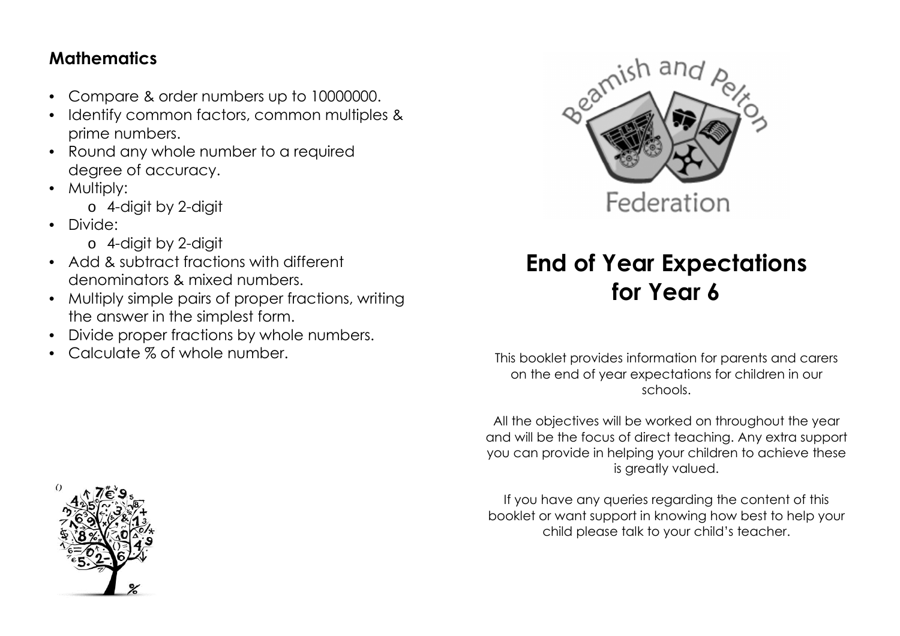## Mathematics

- Compare & order numbers up to 10000000.
- Identify common factors, common multiples & prime numbers.
- Round any whole number to a required degree of accuracy.
- Multiply:
  - 4-digit by 2-digit
- Divide:
  - 4-digit by 2-digit
- Add & subtract fractions with different denominators & mixed numbers.
- Multiply simple pairs of proper fractions, writing the answer in the simplest form.
- Divide proper fractions by whole numbers.
- Calculate % of whole number.

Beamish and Pelton Federation

# End of Year Expectations for Year 6

This booklet provides information for parents and carers on the end of year expectations for children in our schools.

All the objectives will be worked on throughout the year and will be the focus of direct teaching. Any extra support you can provide in helping your children to achieve these is greatly valued.

If you have any queries regarding the content of this booklet or want support in knowing how best to help your child please talk to your child's teacher.